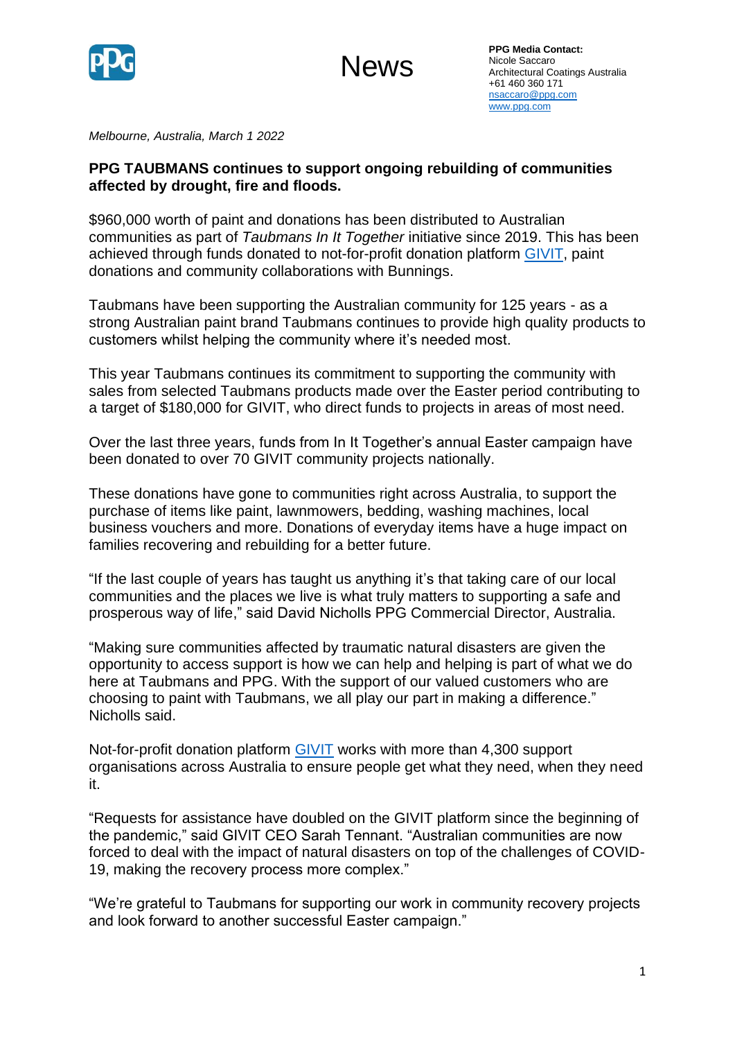News

**PPG Media Contact:**
Nicole Saccaro
Architectural Coatings Australia
+61 460 360 171
nsaccaro@ppg.com
www.ppg.com

*Melbourne, Australia, March 1 2022*

**PPG TAUBMANS continues to support ongoing rebuilding of communities affected by drought, fire and floods.**

$960,000 worth of paint and donations has been distributed to Australian communities as part of *Taubmans In It Together* initiative since 2019. This has been achieved through funds donated to not-for-profit donation platform GIVIT, paint donations and community collaborations with Bunnings.

Taubmans have been supporting the Australian community for 125 years - as a strong Australian paint brand Taubmans continues to provide high quality products to customers whilst helping the community where it's needed most.

This year Taubmans continues its commitment to supporting the community with sales from selected Taubmans products made over the Easter period contributing to a target of $180,000 for GIVIT, who direct funds to projects in areas of most need.

Over the last three years, funds from In It Together's annual Easter campaign have been donated to over 70 GIVIT community projects nationally.

These donations have gone to communities right across Australia, to support the purchase of items like paint, lawnmowers, bedding, washing machines, local business vouchers and more. Donations of everyday items have a huge impact on families recovering and rebuilding for a better future.

"If the last couple of years has taught us anything it's that taking care of our local communities and the places we live is what truly matters to supporting a safe and prosperous way of life," said David Nicholls PPG Commercial Director, Australia.

"Making sure communities affected by traumatic natural disasters are given the opportunity to access support is how we can help and helping is part of what we do here at Taubmans and PPG. With the support of our valued customers who are choosing to paint with Taubmans, we all play our part in making a difference." Nicholls said.

Not-for-profit donation platform GIVIT works with more than 4,300 support organisations across Australia to ensure people get what they need, when they need it.

"Requests for assistance have doubled on the GIVIT platform since the beginning of the pandemic," said GIVIT CEO Sarah Tennant. "Australian communities are now forced to deal with the impact of natural disasters on top of the challenges of COVID-19, making the recovery process more complex."

"We're grateful to Taubmans for supporting our work in community recovery projects and look forward to another successful Easter campaign."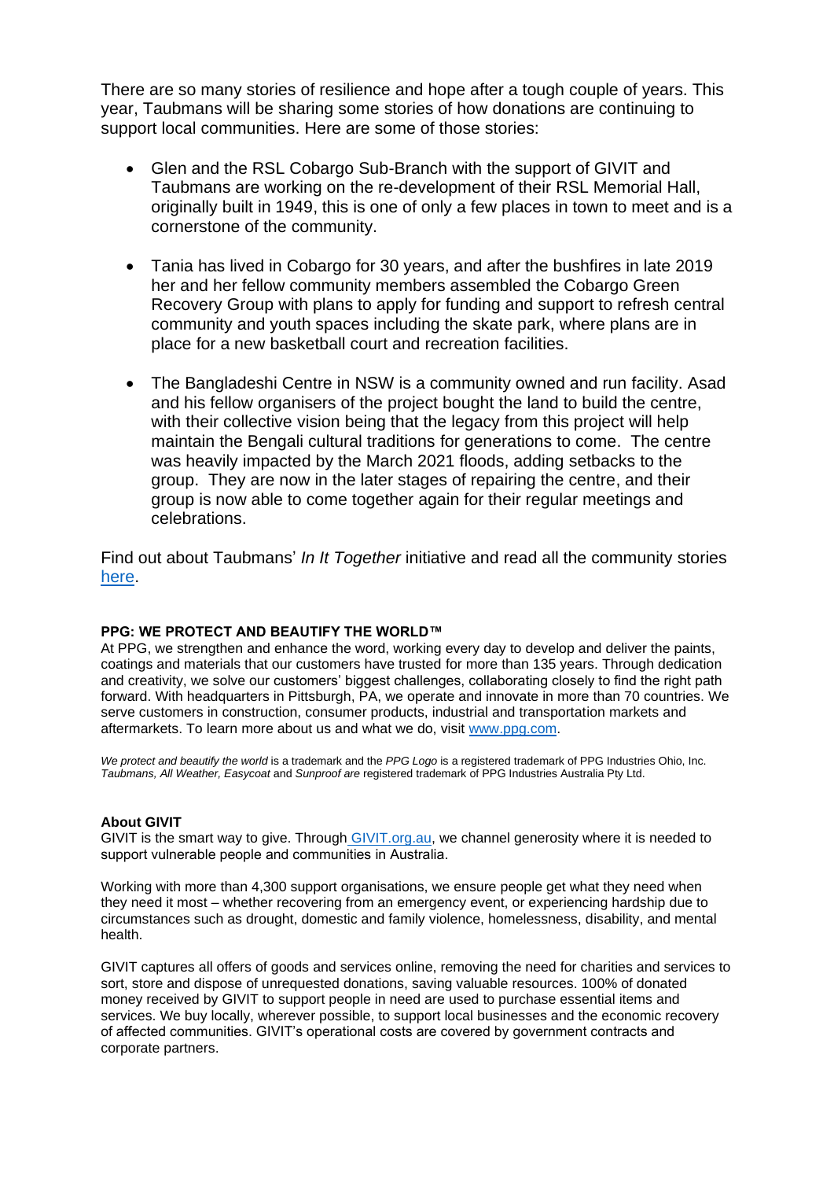There are so many stories of resilience and hope after a tough couple of years. This year, Taubmans will be sharing some stories of how donations are continuing to support local communities. Here are some of those stories:

- Glen and the RSL Cobargo Sub-Branch with the support of GIVIT and Taubmans are working on the re-development of their RSL Memorial Hall, originally built in 1949, this is one of only a few places in town to meet and is a cornerstone of the community.
- Tania has lived in Cobargo for 30 years, and after the bushfires in late 2019 her and her fellow community members assembled the Cobargo Green Recovery Group with plans to apply for funding and support to refresh central community and youth spaces including the skate park, where plans are in place for a new basketball court and recreation facilities.
- The Bangladeshi Centre in NSW is a community owned and run facility. Asad and his fellow organisers of the project bought the land to build the centre, with their collective vision being that the legacy from this project will help maintain the Bengali cultural traditions for generations to come. The centre was heavily impacted by the March 2021 floods, adding setbacks to the group. They are now in the later stages of repairing the centre, and their group is now able to come together again for their regular meetings and celebrations.

Find out about Taubmans' *In It Together* initiative and read all the community stories [here](#).

**PPG: WE PROTECT AND BEAUTIFY THE WORLD™**

At PPG, we strengthen and enhance the word, working every day to develop and deliver the paints, coatings and materials that our customers have trusted for more than 135 years. Through dedication and creativity, we solve our customers' biggest challenges, collaborating closely to find the right path forward. With headquarters in Pittsburgh, PA, we operate and innovate in more than 70 countries. We serve customers in construction, consumer products, industrial and transportation markets and aftermarkets. To learn more about us and what we do, visit [www.ppg.com](http://www.ppg.com).

*We protect and beautify the world* is a trademark and the *PPG Logo* is a registered trademark of PPG Industries Ohio, Inc. *Taubmans, All Weather, Easycoat* and *Sunproof are* registered trademark of PPG Industries Australia Pty Ltd.

**About GIVIT**

GIVIT is the smart way to give. Through [GIVIT.org.au](http://GIVIT.org.au), we channel generosity where it is needed to support vulnerable people and communities in Australia.

Working with more than 4,300 support organisations, we ensure people get what they need when they need it most – whether recovering from an emergency event, or experiencing hardship due to circumstances such as drought, domestic and family violence, homelessness, disability, and mental health.

GIVIT captures all offers of goods and services online, removing the need for charities and services to sort, store and dispose of unrequested donations, saving valuable resources. 100% of donated money received by GIVIT to support people in need are used to purchase essential items and services. We buy locally, wherever possible, to support local businesses and the economic recovery of affected communities. GIVIT's operational costs are covered by government contracts and corporate partners.